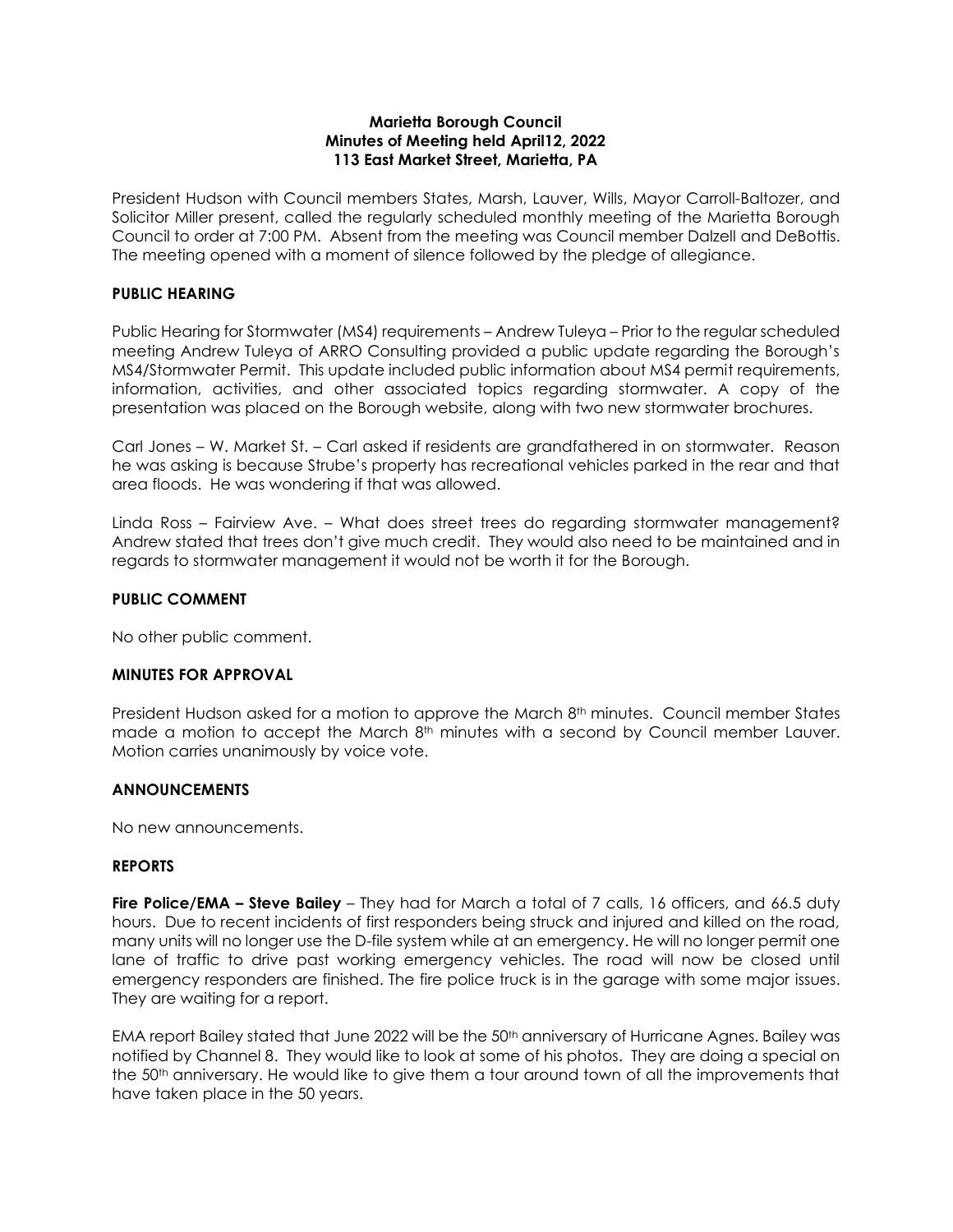**Marietta Borough Council**
**Minutes of Meeting held April12, 2022**
**113 East Market Street, Marietta, PA**

President Hudson with Council members States, Marsh, Lauver, Wills, Mayor Carroll-Baltozer, and Solicitor Miller present, called the regularly scheduled monthly meeting of the Marietta Borough Council to order at 7:00 PM. Absent from the meeting was Council member Dalzell and DeBottis. The meeting opened with a moment of silence followed by the pledge of allegiance.

## PUBLIC HEARING

Public Hearing for Stormwater (MS4) requirements – Andrew Tuleya – Prior to the regular scheduled meeting Andrew Tuleya of ARRO Consulting provided a public update regarding the Borough's MS4/Stormwater Permit. This update included public information about MS4 permit requirements, information, activities, and other associated topics regarding stormwater. A copy of the presentation was placed on the Borough website, along with two new stormwater brochures.

Carl Jones – W. Market St. – Carl asked if residents are grandfathered in on stormwater. Reason he was asking is because Strube's property has recreational vehicles parked in the rear and that area floods. He was wondering if that was allowed.

Linda Ross – Fairview Ave. – What does street trees do regarding stormwater management? Andrew stated that trees don't give much credit. They would also need to be maintained and in regards to stormwater management it would not be worth it for the Borough.

## PUBLIC COMMENT

No other public comment.

## MINUTES FOR APPROVAL

President Hudson asked for a motion to approve the March 8th minutes. Council member States made a motion to accept the March 8th minutes with a second by Council member Lauver. Motion carries unanimously by voice vote.

## ANNOUNCEMENTS

No new announcements.

## REPORTS

**Fire Police/EMA – Steve Bailey** – They had for March a total of 7 calls, 16 officers, and 66.5 duty hours. Due to recent incidents of first responders being struck and injured and killed on the road, many units will no longer use the D-file system while at an emergency. He will no longer permit one lane of traffic to drive past working emergency vehicles. The road will now be closed until emergency responders are finished. The fire police truck is in the garage with some major issues. They are waiting for a report.

EMA report Bailey stated that June 2022 will be the 50th anniversary of Hurricane Agnes. Bailey was notified by Channel 8. They would like to look at some of his photos. They are doing a special on the 50th anniversary. He would like to give them a tour around town of all the improvements that have taken place in the 50 years.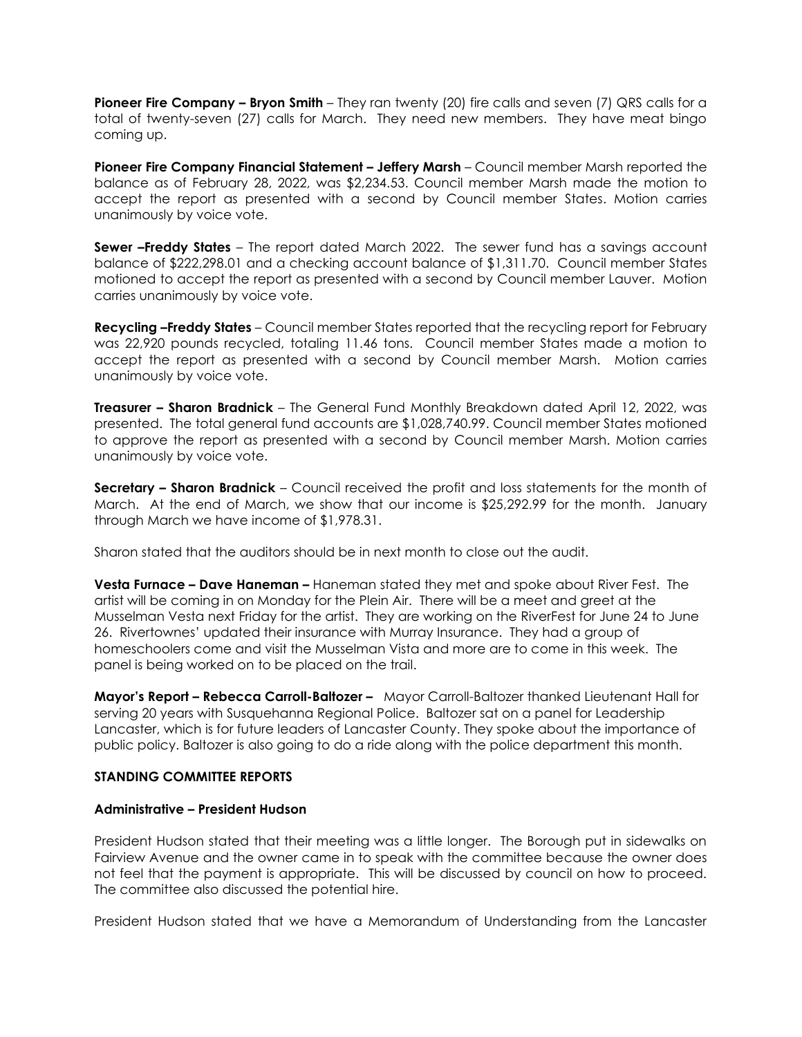**Pioneer Fire Company – Bryon Smith** – They ran twenty (20) fire calls and seven (7) QRS calls for a total of twenty-seven (27) calls for March. They need new members. They have meat bingo coming up.

**Pioneer Fire Company Financial Statement – Jeffery Marsh** – Council member Marsh reported the balance as of February 28, 2022, was $2,234.53. Council member Marsh made the motion to accept the report as presented with a second by Council member States. Motion carries unanimously by voice vote.

**Sewer –Freddy States** – The report dated March 2022. The sewer fund has a savings account balance of $222,298.01 and a checking account balance of $1,311.70. Council member States motioned to accept the report as presented with a second by Council member Lauver. Motion carries unanimously by voice vote.

**Recycling –Freddy States** – Council member States reported that the recycling report for February was 22,920 pounds recycled, totaling 11.46 tons. Council member States made a motion to accept the report as presented with a second by Council member Marsh. Motion carries unanimously by voice vote.

**Treasurer – Sharon Bradnick** – The General Fund Monthly Breakdown dated April 12, 2022, was presented. The total general fund accounts are $1,028,740.99. Council member States motioned to approve the report as presented with a second by Council member Marsh. Motion carries unanimously by voice vote.

**Secretary – Sharon Bradnick** – Council received the profit and loss statements for the month of March. At the end of March, we show that our income is $25,292.99 for the month. January through March we have income of $1,978.31.

Sharon stated that the auditors should be in next month to close out the audit.

**Vesta Furnace – Dave Haneman –** Haneman stated they met and spoke about River Fest. The artist will be coming in on Monday for the Plein Air. There will be a meet and greet at the Musselman Vesta next Friday for the artist. They are working on the RiverFest for June 24 to June 26. Rivertownes' updated their insurance with Murray Insurance. They had a group of homeschoolers come and visit the Musselman Vista and more are to come in this week. The panel is being worked on to be placed on the trail.

**Mayor's Report – Rebecca Carroll-Baltozer –** Mayor Carroll-Baltozer thanked Lieutenant Hall for serving 20 years with Susquehanna Regional Police. Baltozer sat on a panel for Leadership Lancaster, which is for future leaders of Lancaster County. They spoke about the importance of public policy. Baltozer is also going to do a ride along with the police department this month.

**STANDING COMMITTEE REPORTS**

**Administrative – President Hudson**

President Hudson stated that their meeting was a little longer. The Borough put in sidewalks on Fairview Avenue and the owner came in to speak with the committee because the owner does not feel that the payment is appropriate. This will be discussed by council on how to proceed. The committee also discussed the potential hire.

President Hudson stated that we have a Memorandum of Understanding from the Lancaster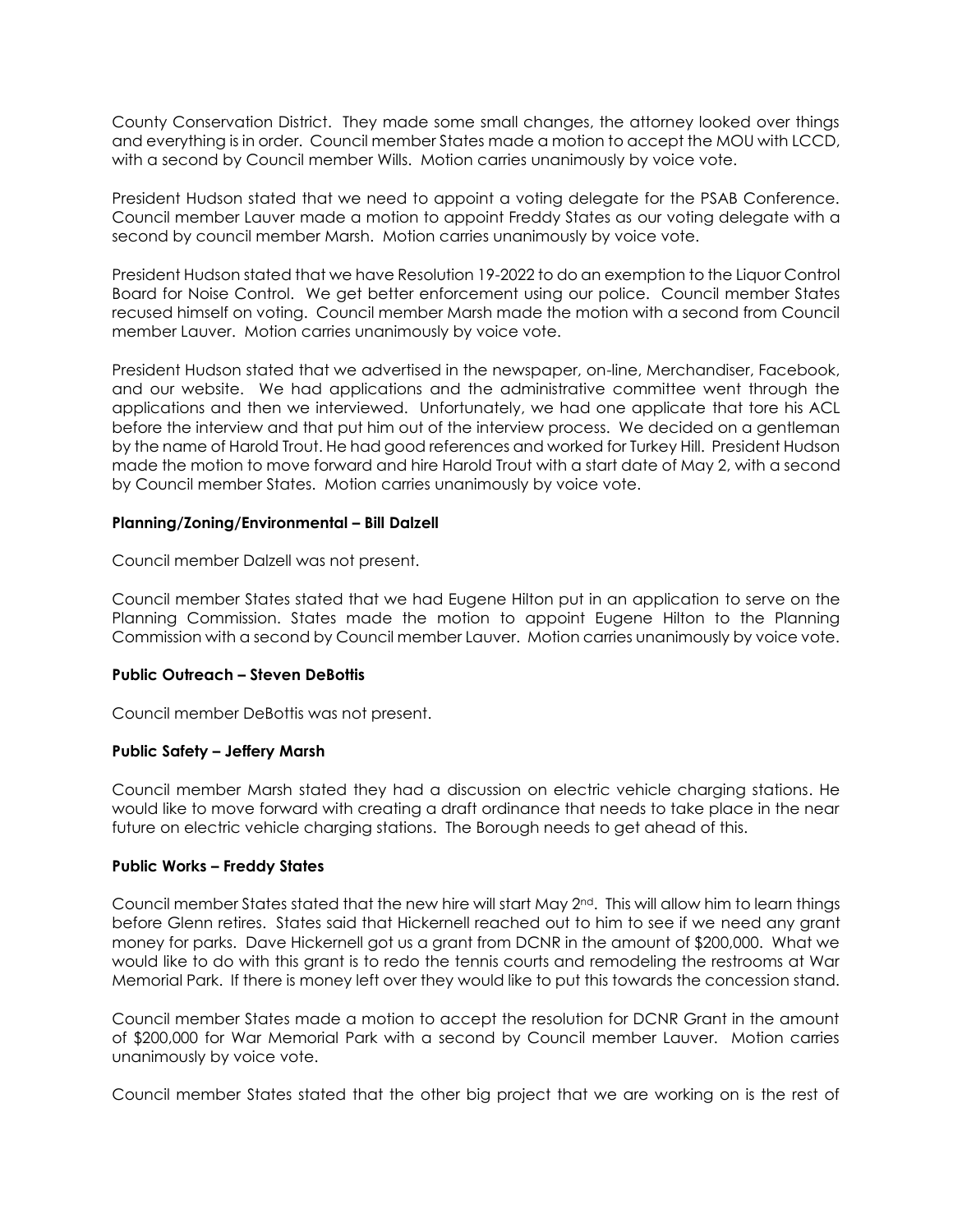County Conservation District. They made some small changes, the attorney looked over things and everything is in order. Council member States made a motion to accept the MOU with LCCD, with a second by Council member Wills. Motion carries unanimously by voice vote.

President Hudson stated that we need to appoint a voting delegate for the PSAB Conference. Council member Lauver made a motion to appoint Freddy States as our voting delegate with a second by council member Marsh. Motion carries unanimously by voice vote.

President Hudson stated that we have Resolution 19-2022 to do an exemption to the Liquor Control Board for Noise Control. We get better enforcement using our police. Council member States recused himself on voting. Council member Marsh made the motion with a second from Council member Lauver. Motion carries unanimously by voice vote.

President Hudson stated that we advertised in the newspaper, on-line, Merchandiser, Facebook, and our website. We had applications and the administrative committee went through the applications and then we interviewed. Unfortunately, we had one applicate that tore his ACL before the interview and that put him out of the interview process. We decided on a gentleman by the name of Harold Trout. He had good references and worked for Turkey Hill. President Hudson made the motion to move forward and hire Harold Trout with a start date of May 2, with a second by Council member States. Motion carries unanimously by voice vote.

**Planning/Zoning/Environmental – Bill Dalzell**

Council member Dalzell was not present.

Council member States stated that we had Eugene Hilton put in an application to serve on the Planning Commission. States made the motion to appoint Eugene Hilton to the Planning Commission with a second by Council member Lauver. Motion carries unanimously by voice vote.

**Public Outreach – Steven DeBottis**

Council member DeBottis was not present.

**Public Safety – Jeffery Marsh**

Council member Marsh stated they had a discussion on electric vehicle charging stations. He would like to move forward with creating a draft ordinance that needs to take place in the near future on electric vehicle charging stations. The Borough needs to get ahead of this.

**Public Works – Freddy States**

Council member States stated that the new hire will start May 2nd. This will allow him to learn things before Glenn retires. States said that Hickernell reached out to him to see if we need any grant money for parks. Dave Hickernell got us a grant from DCNR in the amount of $200,000. What we would like to do with this grant is to redo the tennis courts and remodeling the restrooms at War Memorial Park. If there is money left over they would like to put this towards the concession stand.

Council member States made a motion to accept the resolution for DCNR Grant in the amount of $200,000 for War Memorial Park with a second by Council member Lauver. Motion carries unanimously by voice vote.

Council member States stated that the other big project that we are working on is the rest of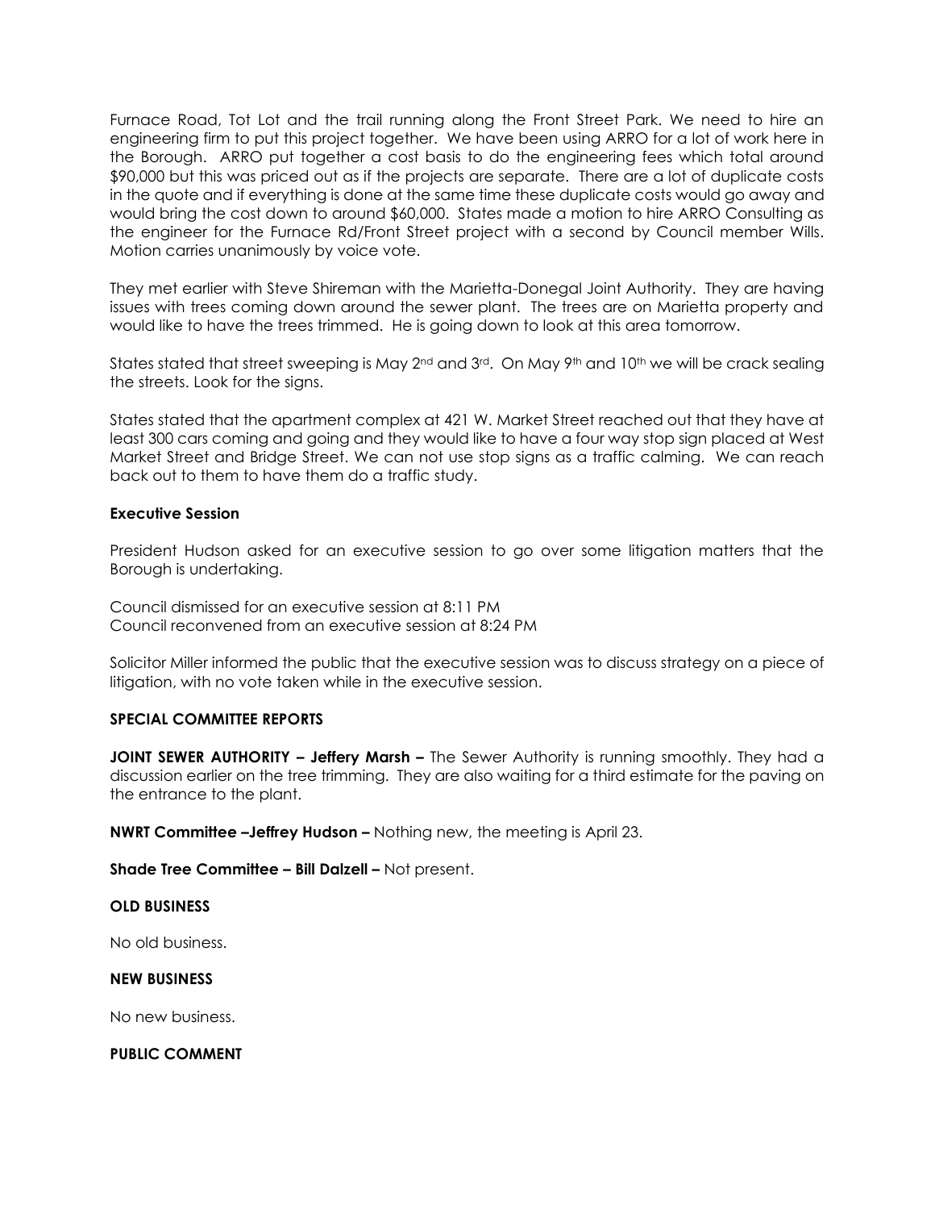Furnace Road, Tot Lot and the trail running along the Front Street Park. We need to hire an engineering firm to put this project together. We have been using ARRO for a lot of work here in the Borough. ARRO put together a cost basis to do the engineering fees which total around $90,000 but this was priced out as if the projects are separate. There are a lot of duplicate costs in the quote and if everything is done at the same time these duplicate costs would go away and would bring the cost down to around $60,000. States made a motion to hire ARRO Consulting as the engineer for the Furnace Rd/Front Street project with a second by Council member Wills. Motion carries unanimously by voice vote.

They met earlier with Steve Shireman with the Marietta-Donegal Joint Authority. They are having issues with trees coming down around the sewer plant. The trees are on Marietta property and would like to have the trees trimmed. He is going down to look at this area tomorrow.

States stated that street sweeping is May 2nd and 3rd. On May 9th and 10th we will be crack sealing the streets. Look for the signs.

States stated that the apartment complex at 421 W. Market Street reached out that they have at least 300 cars coming and going and they would like to have a four way stop sign placed at West Market Street and Bridge Street. We can not use stop signs as a traffic calming. We can reach back out to them to have them do a traffic study.

**Executive Session**

President Hudson asked for an executive session to go over some litigation matters that the Borough is undertaking.

Council dismissed for an executive session at 8:11 PM
Council reconvened from an executive session at 8:24 PM

Solicitor Miller informed the public that the executive session was to discuss strategy on a piece of litigation, with no vote taken while in the executive session.

**SPECIAL COMMITTEE REPORTS**

**JOINT SEWER AUTHORITY – Jeffery Marsh –** The Sewer Authority is running smoothly. They had a discussion earlier on the tree trimming. They are also waiting for a third estimate for the paving on the entrance to the plant.

**NWRT Committee –Jeffrey Hudson –** Nothing new, the meeting is April 23.

**Shade Tree Committee – Bill Dalzell –** Not present.

**OLD BUSINESS**

No old business.

**NEW BUSINESS**

No new business.

**PUBLIC COMMENT**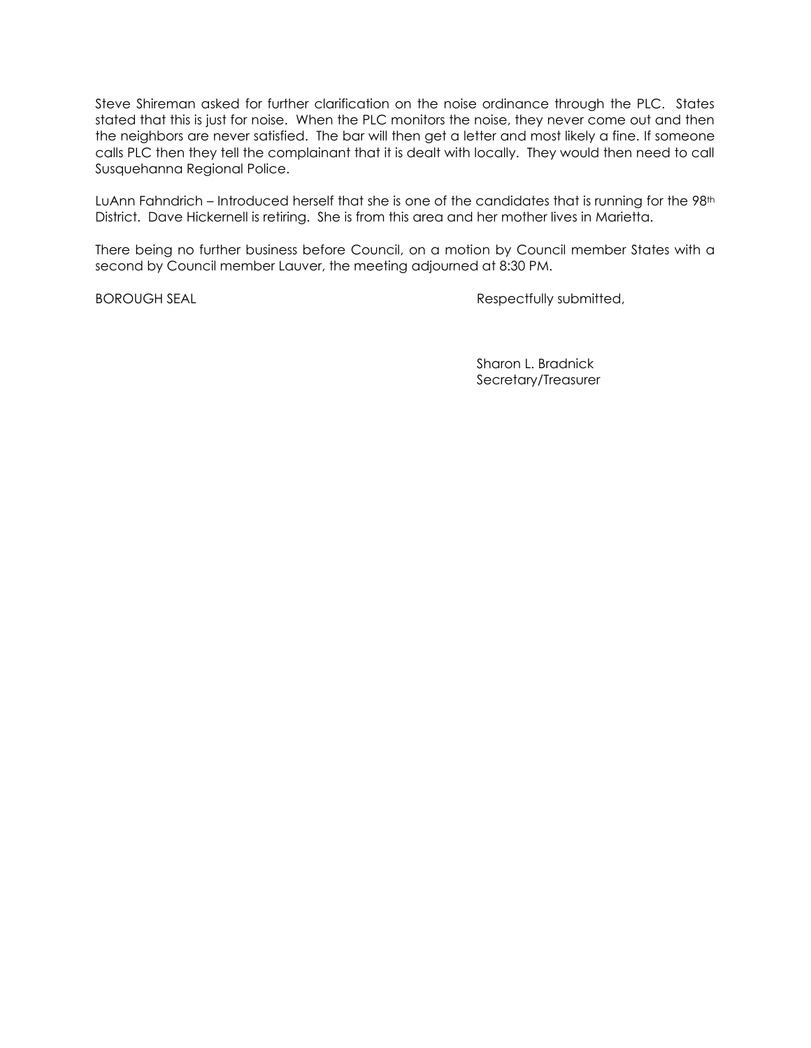Steve Shireman asked for further clarification on the noise ordinance through the PLC. States stated that this is just for noise. When the PLC monitors the noise, they never come out and then the neighbors are never satisfied. The bar will then get a letter and most likely a fine. If someone calls PLC then they tell the complainant that it is dealt with locally. They would then need to call Susquehanna Regional Police.

LuAnn Fahndrich – Introduced herself that she is one of the candidates that is running for the 98th District. Dave Hickernell is retiring. She is from this area and her mother lives in Marietta.

There being no further business before Council, on a motion by Council member States with a second by Council member Lauver, the meeting adjourned at 8:30 PM.

BOROUGH SEAL

Respectfully submitted,

Sharon L. Bradnick
Secretary/Treasurer